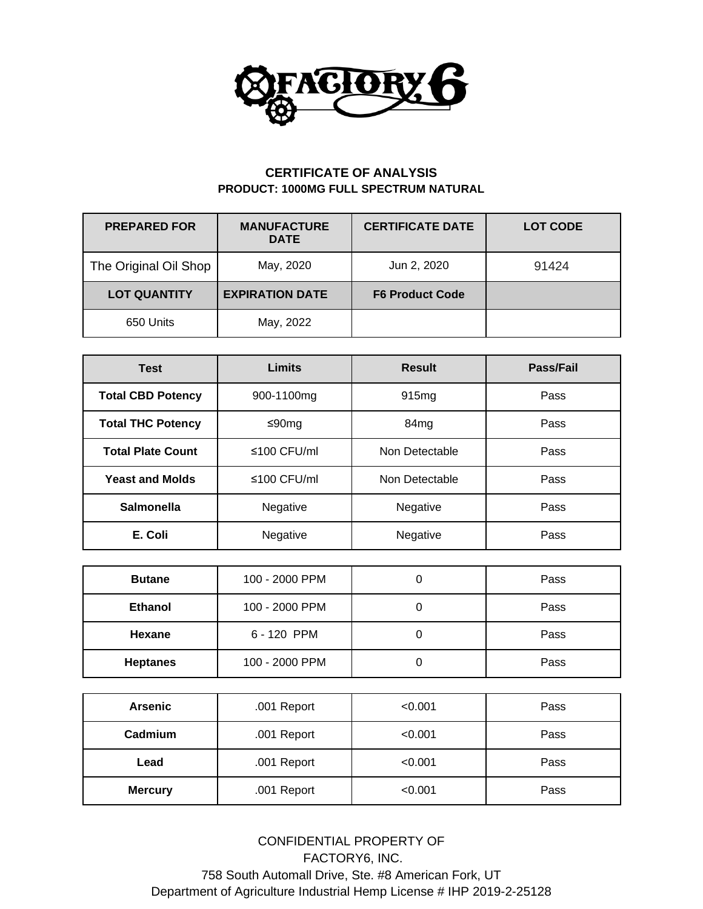FACTORY 6

## CERTIFICATE OF ANALYSIS

### PRODUCT: 1000MG FULL SPECTRUM NATURAL

| PREPARED FOR | MANUFACTURE DATE | CERTIFICATE DATE | LOT CODE |
|---|---|---|---|
| The Original Oil Shop | May, 2020 | Jun 2, 2020 | 91424 |
| **LOT QUANTITY** | **EXPIRATION DATE** | **F6 Product Code** | |
| 650 Units | May, 2022 | | |

| Test | Limits | Result | Pass/Fail |
|---|---|---|---|
| **Total CBD Potency** | 900-1100mg | 915mg | Pass |
| **Total THC Potency** | ≤90mg | 84mg | Pass |
| **Total Plate Count** | ≤100 CFU/ml | Non Detectable | Pass |
| **Yeast and Molds** | ≤100 CFU/ml | Non Detectable | Pass |
| **Salmonella** | Negative | Negative | Pass |
| **E. Coli** | Negative | Negative | Pass |

| | | | |
|---|---|---|---|
| **Butane** | 100 - 2000 PPM | 0 | Pass |
| **Ethanol** | 100 - 2000 PPM | 0 | Pass |
| **Hexane** | 6 - 120 PPM | 0 | Pass |
| **Heptanes** | 100 - 2000 PPM | 0 | Pass |

| | | | |
|---|---|---|---|
| **Arsenic** | .001 Report | <0.001 | Pass |
| **Cadmium** | .001 Report | <0.001 | Pass |
| **Lead** | .001 Report | <0.001 | Pass |
| **Mercury** | .001 Report | <0.001 | Pass |

CONFIDENTIAL PROPERTY OF
FACTORY6, INC.
758 South Automall Drive, Ste. #8 American Fork, UT
Department of Agriculture Industrial Hemp License # IHP 2019-2-25128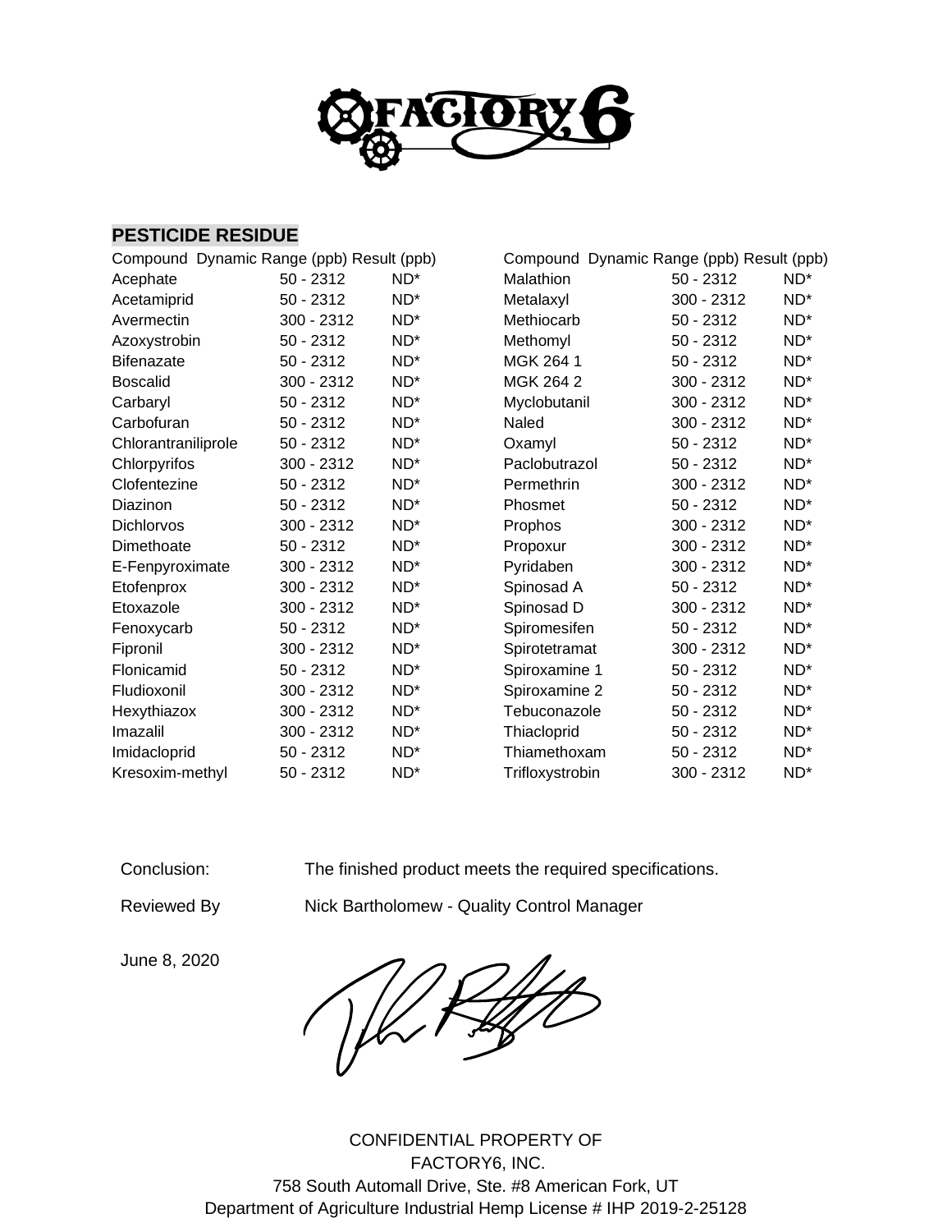## PESTICIDE RESIDUE

| Compound | Dynamic Range (ppb) | Result (ppb) |
|---|---|---|
| Acephate | 50 - 2312 | ND* |
| Acetamiprid | 50 - 2312 | ND* |
| Avermectin | 300 - 2312 | ND* |
| Azoxystrobin | 50 - 2312 | ND* |
| Bifenazate | 50 - 2312 | ND* |
| Boscalid | 300 - 2312 | ND* |
| Carbaryl | 50 - 2312 | ND* |
| Carbofuran | 50 - 2312 | ND* |
| Chlorantraniliprole | 50 - 2312 | ND* |
| Chlorpyrifos | 300 - 2312 | ND* |
| Clofentezine | 50 - 2312 | ND* |
| Diazinon | 50 - 2312 | ND* |
| Dichlorvos | 300 - 2312 | ND* |
| Dimethoate | 50 - 2312 | ND* |
| E-Fenpyroximate | 300 - 2312 | ND* |
| Etofenprox | 300 - 2312 | ND* |
| Etoxazole | 300 - 2312 | ND* |
| Fenoxycarb | 50 - 2312 | ND* |
| Fipronil | 300 - 2312 | ND* |
| Flonicamid | 50 - 2312 | ND* |
| Fludioxonil | 300 - 2312 | ND* |
| Hexythiazox | 300 - 2312 | ND* |
| Imazalil | 300 - 2312 | ND* |
| Imidacloprid | 50 - 2312 | ND* |
| Kresoxim-methyl | 50 - 2312 | ND* |
| Malathion | 50 - 2312 | ND* |
| Metalaxyl | 300 - 2312 | ND* |
| Methiocarb | 50 - 2312 | ND* |
| Methomyl | 50 - 2312 | ND* |
| MGK 264 1 | 50 - 2312 | ND* |
| MGK 264 2 | 300 - 2312 | ND* |
| Myclobutanil | 300 - 2312 | ND* |
| Naled | 300 - 2312 | ND* |
| Oxamyl | 50 - 2312 | ND* |
| Paclobutrazol | 50 - 2312 | ND* |
| Permethrin | 300 - 2312 | ND* |
| Phosmet | 50 - 2312 | ND* |
| Prophos | 300 - 2312 | ND* |
| Propoxur | 300 - 2312 | ND* |
| Pyridaben | 300 - 2312 | ND* |
| Spinosad A | 50 - 2312 | ND* |
| Spinosad D | 300 - 2312 | ND* |
| Spiromesifen | 50 - 2312 | ND* |
| Spirotetramat | 300 - 2312 | ND* |
| Spiroxamine 1 | 50 - 2312 | ND* |
| Spiroxamine 2 | 50 - 2312 | ND* |
| Tebuconazole | 50 - 2312 | ND* |
| Thiacloprid | 50 - 2312 | ND* |
| Thiamethoxam | 50 - 2312 | ND* |
| Trifloxystrobin | 300 - 2312 | ND* |

Conclusion: The finished product meets the required specifications.

Reviewed By Nick Bartholomew - Quality Control Manager

June 8, 2020

CONFIDENTIAL PROPERTY OF
FACTORY6, INC.
758 South Automall Drive, Ste. #8 American Fork, UT
Department of Agriculture Industrial Hemp License # IHP 2019-2-25128